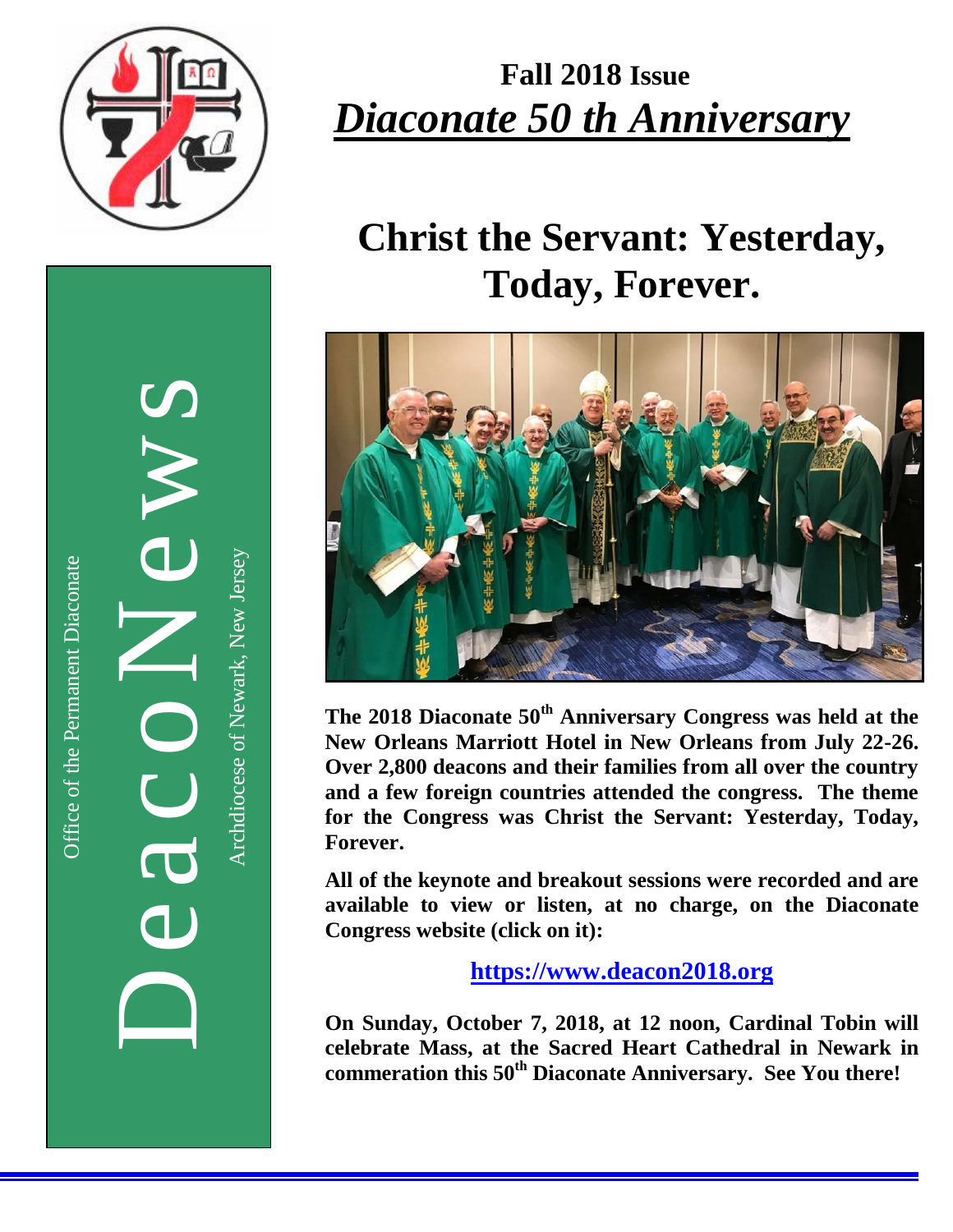Office of the Permanent Diaconate

DeacoNews

Archdiocese of Newark, New Jersey

**Fall 2018 Issue**

# *Diaconate 50 th Anniversary*

# Christ the Servant: Yesterday, Today, Forever.

**The 2018 Diaconate 50th Anniversary Congress was held at the New Orleans Marriott Hotel in New Orleans from July 22-26. Over 2,800 deacons and their families from all over the country and a few foreign countries attended the congress. The theme for the Congress was Christ the Servant: Yesterday, Today, Forever.**

**All of the keynote and breakout sessions were recorded and are available to view or listen, at no charge, on the Diaconate Congress website (click on it):**

**https://www.deacon2018.org**

**On Sunday, October 7, 2018, at 12 noon, Cardinal Tobin will celebrate Mass, at the Sacred Heart Cathedral in Newark in commeration this 50th Diaconate Anniversary. See You there!**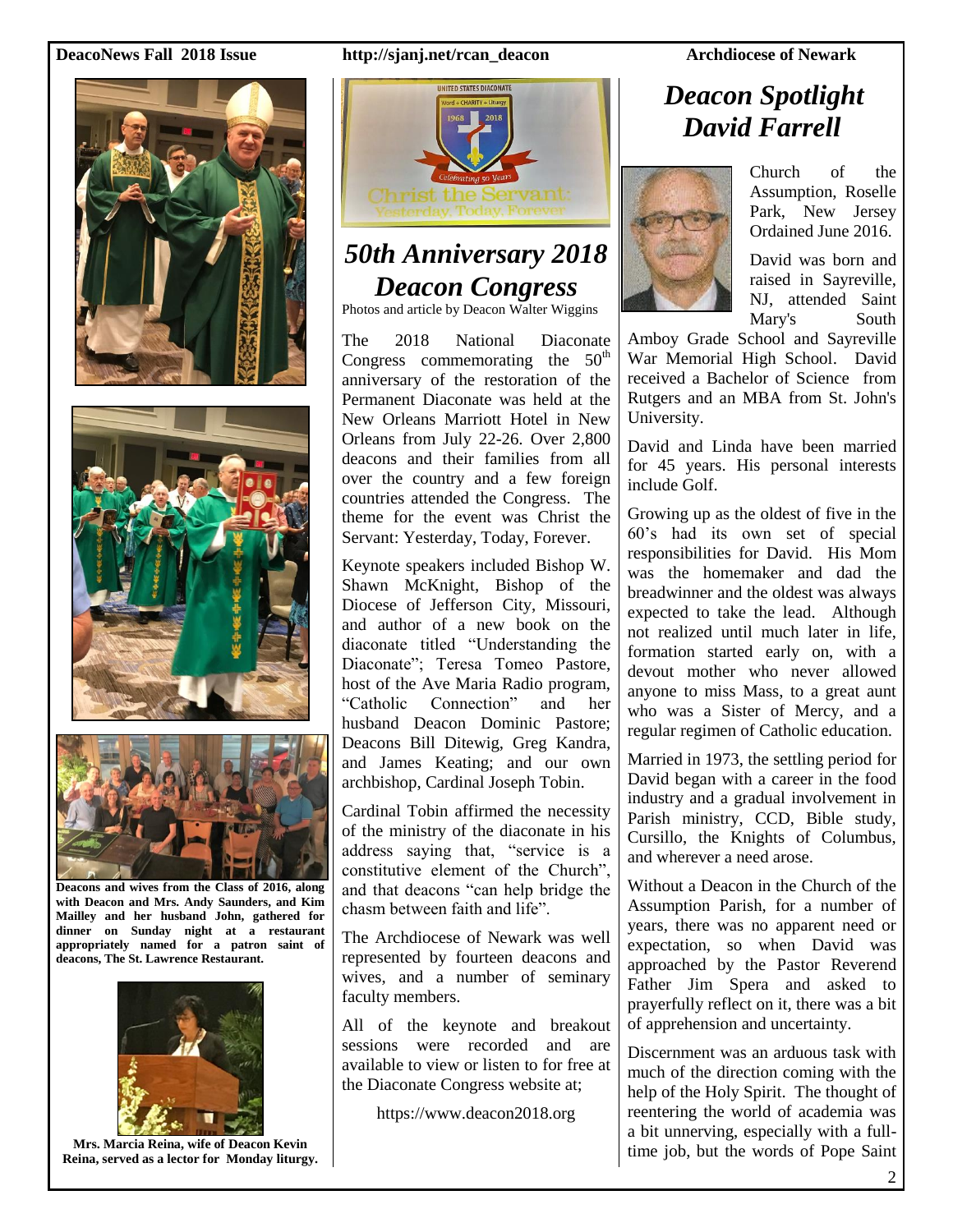# 50th Anniversary 2018 Deacon Congress

Photos and article by Deacon Walter Wiggins

The 2018 National Diaconate Congress commemorating the 50th anniversary of the restoration of the Permanent Diaconate was held at the New Orleans Marriott Hotel in New Orleans from July 22-26. Over 2,800 deacons and their families from all over the country and a few foreign countries attended the Congress. The theme for the event was Christ the Servant: Yesterday, Today, Forever.

Keynote speakers included Bishop W. Shawn McKnight, Bishop of the Diocese of Jefferson City, Missouri, and author of a new book on the diaconate titled "Understanding the Diaconate"; Teresa Tomeo Pastore, host of the Ave Maria Radio program, "Catholic Connection" and her husband Deacon Dominic Pastore; Deacons Bill Ditewig, Greg Kandra, and James Keating; and our own archbishop, Cardinal Joseph Tobin.

Cardinal Tobin affirmed the necessity of the ministry of the diaconate in his address saying that, "service is a constitutive element of the Church", and that deacons "can help bridge the chasm between faith and life".

The Archdiocese of Newark was well represented by fourteen deacons and wives, and a number of seminary faculty members.

All of the keynote and breakout sessions were recorded and are available to view or listen to for free at the Diaconate Congress website at;

https://www.deacon2018.org

**Deacons and wives from the Class of 2016, along with Deacon and Mrs. Andy Saunders, and Kim Mailley and her husband John, gathered for dinner on Sunday night at a restaurant appropriately named for a patron saint of deacons, The St. Lawrence Restaurant.**

**Mrs. Marcia Reina, wife of Deacon Kevin Reina, served as a lector for Monday liturgy.**

# *Deacon Spotlight David Farrell*

Church of the Assumption, Roselle Park, New Jersey Ordained June 2016.

David was born and raised in Sayreville, NJ, attended Saint Mary's South Amboy Grade School and Sayreville War Memorial High School. David received a Bachelor of Science from Rutgers and an MBA from St. John's University.

David and Linda have been married for 45 years. His personal interests include Golf.

Growing up as the oldest of five in the 60's had its own set of special responsibilities for David. His Mom was the homemaker and dad the breadwinner and the oldest was always expected to take the lead. Although not realized until much later in life, formation started early on, with a devout mother who never allowed anyone to miss Mass, to a great aunt who was a Sister of Mercy, and a regular regimen of Catholic education.

Married in 1973, the settling period for David began with a career in the food industry and a gradual involvement in Parish ministry, CCD, Bible study, Cursillo, the Knights of Columbus, and wherever a need arose.

Without a Deacon in the Church of the Assumption Parish, for a number of years, there was no apparent need or expectation, so when David was approached by the Pastor Reverend Father Jim Spera and asked to prayerfully reflect on it, there was a bit of apprehension and uncertainty.

Discernment was an arduous task with much of the direction coming with the help of the Holy Spirit. The thought of reentering the world of academia was a bit unnerving, especially with a full-time job, but the words of Pope Saint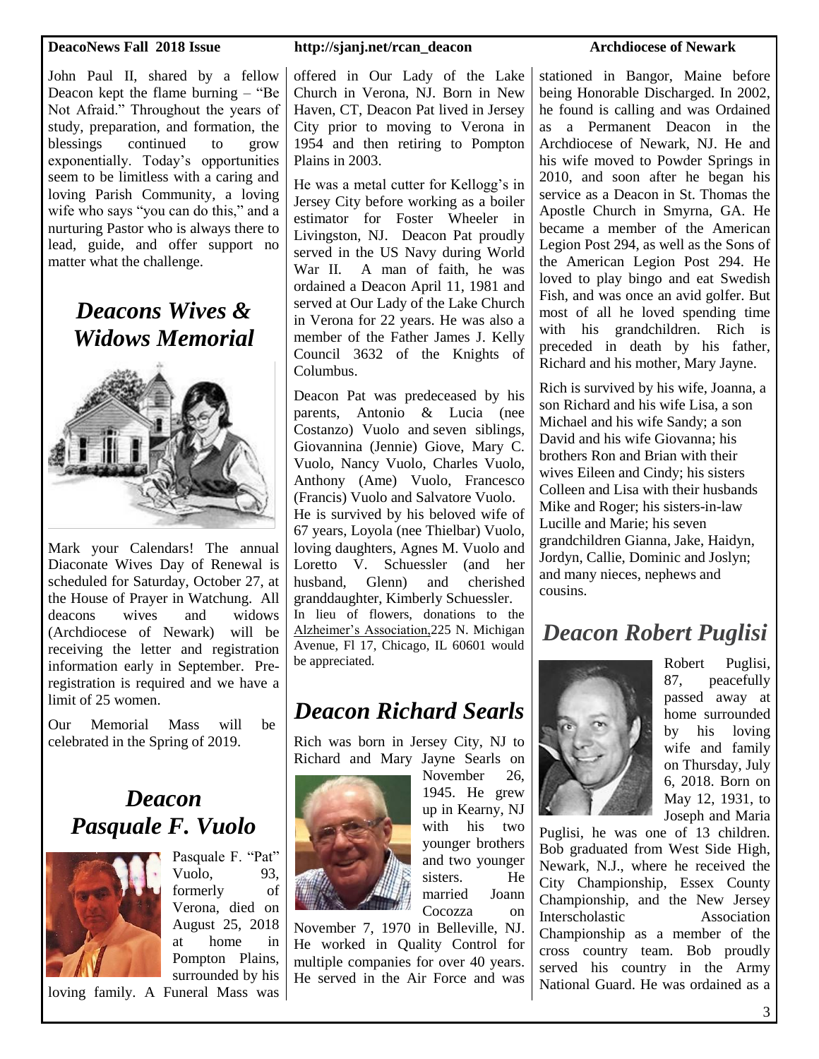John Paul II, shared by a fellow Deacon kept the flame burning – "Be Not Afraid." Throughout the years of study, preparation, and formation, the blessings continued to grow exponentially. Today's opportunities seem to be limitless with a caring and loving Parish Community, a loving wife who says "you can do this," and a nurturing Pastor who is always there to lead, guide, and offer support no matter what the challenge.

## *Deacons Wives & Widows Memorial*

Mark your Calendars! The annual Diaconate Wives Day of Renewal is scheduled for Saturday, October 27, at the House of Prayer in Watchung. All deacons wives and widows (Archdiocese of Newark) will be receiving the letter and registration information early in September. Pre-registration is required and we have a limit of 25 women.

Our Memorial Mass will be celebrated in the Spring of 2019.

## *Deacon Pasquale F. Vuolo*

Pasquale F. "Pat" Vuolo, 93, formerly of Verona, died on August 25, 2018 at home in Pompton Plains, surrounded by his loving family. A Funeral Mass was offered in Our Lady of the Lake Church in Verona, NJ. Born in New Haven, CT, Deacon Pat lived in Jersey City prior to moving to Verona in 1954 and then retiring to Pompton Plains in 2003.

He was a metal cutter for Kellogg's in Jersey City before working as a boiler estimator for Foster Wheeler in Livingston, NJ. Deacon Pat proudly served in the US Navy during World War II. A man of faith, he was ordained a Deacon April 11, 1981 and served at Our Lady of the Lake Church in Verona for 22 years. He was also a member of the Father James J. Kelly Council 3632 of the Knights of Columbus.

Deacon Pat was predeceased by his parents, Antonio & Lucia (nee Costanzo) Vuolo and seven siblings, Giovannina (Jennie) Giove, Mary C. Vuolo, Nancy Vuolo, Charles Vuolo, Anthony (Ame) Vuolo, Francesco (Francis) Vuolo and Salvatore Vuolo. He is survived by his beloved wife of 67 years, Loyola (nee Thielbar) Vuolo, loving daughters, Agnes M. Vuolo and Loretto V. Schuessler (and her husband, Glenn) and cherished granddaughter, Kimberly Schuessler. In lieu of flowers, donations to the Alzheimer's Association, 225 N. Michigan Avenue, Fl 17, Chicago, IL 60601 would be appreciated.

## *Deacon Richard Searls*

Rich was born in Jersey City, NJ to Richard and Mary Jayne Searls on November 26, 1945. He grew up in Kearny, NJ with his two younger brothers and two younger sisters. He married Joann Cocozza on November 7, 1970 in Belleville, NJ. He worked in Quality Control for multiple companies for over 40 years. He served in the Air Force and was stationed in Bangor, Maine before being Honorable Discharged. In 2002, he found is calling and was Ordained as a Permanent Deacon in the Archdiocese of Newark, NJ. He and his wife moved to Powder Springs in 2010, and soon after he began his service as a Deacon in St. Thomas the Apostle Church in Smyrna, GA. He became a member of the American Legion Post 294, as well as the Sons of the American Legion Post 294. He loved to play bingo and eat Swedish Fish, and was once an avid golfer. But most of all he loved spending time with his grandchildren. Rich is preceded in death by his father, Richard and his mother, Mary Jayne.

Rich is survived by his wife, Joanna, a son Richard and his wife Lisa, a son Michael and his wife Sandy; a son David and his wife Giovanna; his brothers Ron and Brian with their wives Eileen and Cindy; his sisters Colleen and Lisa with their husbands Mike and Roger; his sisters-in-law Lucille and Marie; his seven grandchildren Gianna, Jake, Haidyn, Jordyn, Callie, Dominic and Joslyn; and many nieces, nephews and cousins.

## *Deacon Robert Puglisi*

Robert Puglisi, 87, peacefully passed away at home surrounded by his loving wife and family on Thursday, July 6, 2018. Born on May 12, 1931, to Joseph and Maria Puglisi, he was one of 13 children. Bob graduated from West Side High, Newark, N.J., where he received the City Championship, Essex County Championship, and the New Jersey Interscholastic Association Championship as a member of the cross country team. Bob proudly served his country in the Army National Guard. He was ordained as a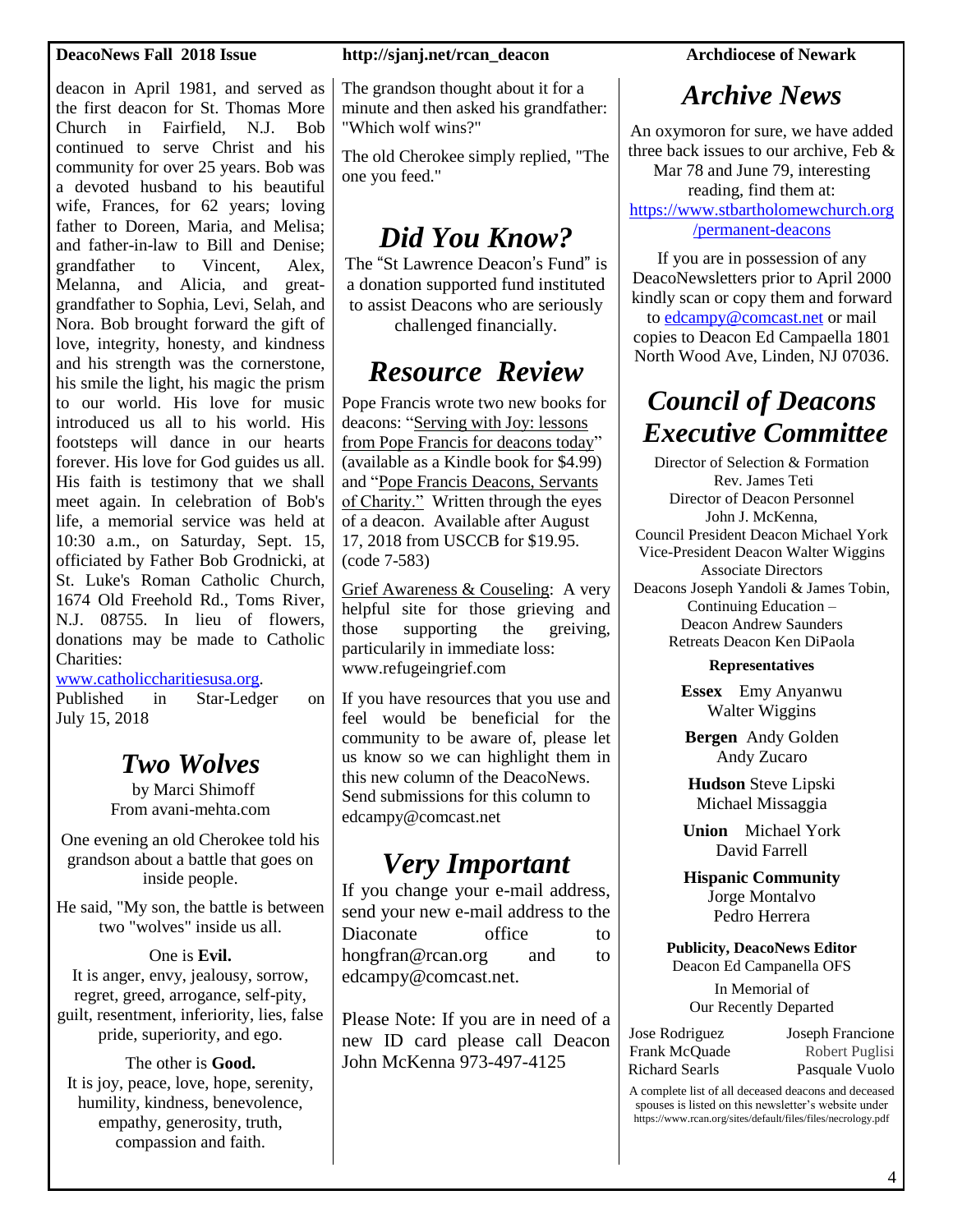deacon in April 1981, and served as the first deacon for St. Thomas More Church in Fairfield, N.J. Bob continued to serve Christ and his community for over 25 years. Bob was a devoted husband to his beautiful wife, Frances, for 62 years; loving father to Doreen, Maria, and Melisa; and father-in-law to Bill and Denise; grandfather to Vincent, Alex, Melanna, and Alicia, and great-grandfather to Sophia, Levi, Selah, and Nora. Bob brought forward the gift of love, integrity, honesty, and kindness and his strength was the cornerstone, his smile the light, his magic the prism to our world. His love for music introduced us all to his world. His footsteps will dance in our hearts forever. His love for God guides us all. His faith is testimony that we shall meet again. In celebration of Bob's life, a memorial service was held at 10:30 a.m., on Saturday, Sept. 15, officiated by Father Bob Grodnicki, at St. Luke's Roman Catholic Church, 1674 Old Freehold Rd., Toms River, N.J. 08755. In lieu of flowers, donations may be made to Catholic Charities:

www.catholiccharitiesusa.org.

Published in Star-Ledger on July 15, 2018

# *Two Wolves*

by Marci Shimoff
From avani-mehta.com

One evening an old Cherokee told his grandson about a battle that goes on inside people.

He said, "My son, the battle is between two "wolves" inside us all.

One is **Evil.**
It is anger, envy, jealousy, sorrow, regret, greed, arrogance, self-pity, guilt, resentment, inferiority, lies, false pride, superiority, and ego.

The other is **Good.**
It is joy, peace, love, hope, serenity, humility, kindness, benevolence, empathy, generosity, truth, compassion and faith.

The grandson thought about it for a minute and then asked his grandfather: "Which wolf wins?"

The old Cherokee simply replied, "The one you feed."

# *Did You Know?*

The "St Lawrence Deacon's Fund" is a donation supported fund instituted to assist Deacons who are seriously challenged financially.

# *Resource Review*

Pope Francis wrote two new books for deacons: "Serving with Joy: lessons from Pope Francis for deacons today" (available as a Kindle book for $4.99) and "Pope Francis Deacons, Servants of Charity." Written through the eyes of a deacon. Available after August 17, 2018 from USCCB for $19.95. (code 7-583)

Grief Awareness & Couseling: A very helpful site for those grieving and those supporting the greiving, particularly in immediate loss: www.refugeingrief.com

If you have resources that you use and feel would be beneficial for the community to be aware of, please let us know so we can highlight them in this new column of the DeacoNews. Send submissions for this column to edcampy@comcast.net

# *Very Important*

If you change your e-mail address, send your new e-mail address to the Diaconate office to hongfran@rcan.org and to edcampy@comcast.net.

Please Note: If you are in need of a new ID card please call Deacon John McKenna 973-497-4125

# *Archive News*

An oxymoron for sure, we have added three back issues to our archive, Feb & Mar 78 and June 79, interesting reading, find them at:
https://www.stbartholomewchurch.org/permanent-deacons

If you are in possession of any DeacoNewsletters prior to April 2000 kindly scan or copy them and forward to edcampy@comcast.net or mail copies to Deacon Ed Campaella 1801 North Wood Ave, Linden, NJ 07036.

# *Council of Deacons Executive Committee*

Director of Selection & Formation
Rev. James Teti
Director of Deacon Personnel
John J. McKenna,
Council President Deacon Michael York
Vice-President Deacon Walter Wiggins
Associate Directors
Deacons Joseph Yandoli & James Tobin,
Continuing Education –
Deacon Andrew Saunders
Retreats Deacon Ken DiPaola

**Representatives**

**Essex** Emy Anyanwu
Walter Wiggins

**Bergen** Andy Golden
Andy Zucaro

**Hudson** Steve Lipski
Michael Missaggia

**Union** Michael York
David Farrell

**Hispanic Community**
Jorge Montalvo
Pedro Herrera

**Publicity, DeacoNews Editor**
Deacon Ed Campanella OFS

In Memorial of
Our Recently Departed

| | |
|---|---|
| Jose Rodriguez | Joseph Francione |
| Frank McQuade | Robert Puglisi |
| Richard Searls | Pasquale Vuolo |

A complete list of all deceased deacons and deceased spouses is listed on this newsletter's website under https://www.rcan.org/sites/default/files/files/necrology.pdf